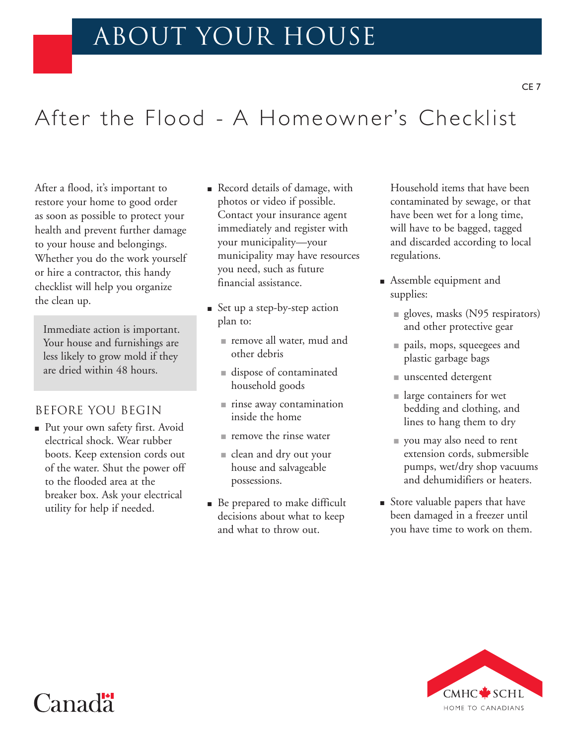# ABOUT YOUR HOUSE

CE 7

## After the Flood - A Homeowner's Checklist

After a flood, it's important to restore your home to good order as soon as possible to protect your health and prevent further damage to your house and belongings. Whether you do the work yourself or hire a contractor, this handy checklist will help you organize the clean up.

> Immediate action is important. Your house and furnishings are less likely to grow mold if they are dried within 48 hours.

### BEFORE YOU BEGIN

- Put your own safety first. Avoid electrical shock. Wear rubber boots. Keep extension cords out of the water. Shut the power off to the flooded area at the breaker box. Ask your electrical utility for help if needed.
- Record details of damage, with photos or video if possible. Contact your insurance agent immediately and register with your municipality—your municipality may have resources you need, such as future financial assistance.
- Set up a step-by-step action plan to:
  - remove all water, mud and other debris
  - dispose of contaminated household goods
  - rinse away contamination inside the home
  - remove the rinse water
  - clean and dry out your house and salvageable possessions.
- Be prepared to make difficult decisions about what to keep and what to throw out.

  Household items that have been contaminated by sewage, or that have been wet for a long time, will have to be bagged, tagged and discarded according to local regulations.
- Assemble equipment and supplies:
  - gloves, masks (N95 respirators) and other protective gear
  - pails, mops, squeegees and plastic garbage bags
  - unscented detergent
  - large containers for wet bedding and clothing, and lines to hang them to dry
  - you may also need to rent extension cords, submersible pumps, wet/dry shop vacuums and dehumidifiers or heaters.
- Store valuable papers that have been damaged in a freezer until you have time to work on them.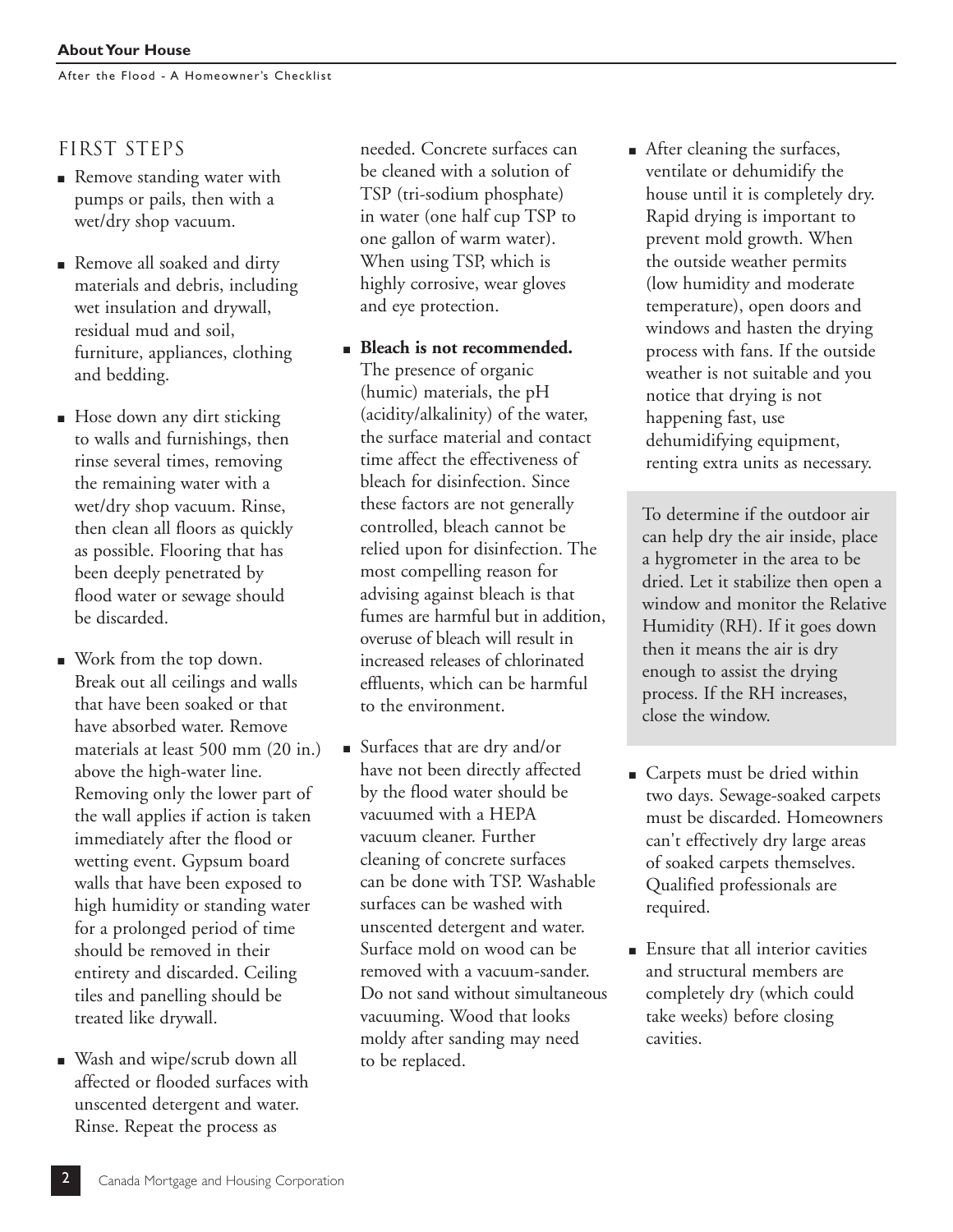## FIRST STEPS

- Remove standing water with pumps or pails, then with a wet/dry shop vacuum.
- Remove all soaked and dirty materials and debris, including wet insulation and drywall, residual mud and soil, furniture, appliances, clothing and bedding.
- Hose down any dirt sticking to walls and furnishings, then rinse several times, removing the remaining water with a wet/dry shop vacuum. Rinse, then clean all floors as quickly as possible. Flooring that has been deeply penetrated by flood water or sewage should be discarded.
- Work from the top down. Break out all ceilings and walls that have been soaked or that have absorbed water. Remove materials at least 500 mm (20 in.) above the high-water line. Removing only the lower part of the wall applies if action is taken immediately after the flood or wetting event. Gypsum board walls that have been exposed to high humidity or standing water for a prolonged period of time should be removed in their entirety and discarded. Ceiling tiles and panelling should be treated like drywall.
- Wash and wipe/scrub down all affected or flooded surfaces with unscented detergent and water. Rinse. Repeat the process as needed. Concrete surfaces can be cleaned with a solution of TSP (tri-sodium phosphate) in water (one half cup TSP to one gallon of warm water). When using TSP, which is highly corrosive, wear gloves and eye protection.
- **Bleach is not recommended.** The presence of organic (humic) materials, the pH (acidity/alkalinity) of the water, the surface material and contact time affect the effectiveness of bleach for disinfection. Since these factors are not generally controlled, bleach cannot be relied upon for disinfection. The most compelling reason for advising against bleach is that fumes are harmful but in addition, overuse of bleach will result in increased releases of chlorinated effluents, which can be harmful to the environment.
- Surfaces that are dry and/or have not been directly affected by the flood water should be vacuumed with a HEPA vacuum cleaner. Further cleaning of concrete surfaces can be done with TSP. Washable surfaces can be washed with unscented detergent and water. Surface mold on wood can be removed with a vacuum-sander. Do not sand without simultaneous vacuuming. Wood that looks moldy after sanding may need to be replaced.
- After cleaning the surfaces, ventilate or dehumidify the house until it is completely dry. Rapid drying is important to prevent mold growth. When the outside weather permits (low humidity and moderate temperature), open doors and windows and hasten the drying process with fans. If the outside weather is not suitable and you notice that drying is not happening fast, use dehumidifying equipment, renting extra units as necessary.

> To determine if the outdoor air can help dry the air inside, place a hygrometer in the area to be dried. Let it stabilize then open a window and monitor the Relative Humidity (RH). If it goes down then it means the air is dry enough to assist the drying process. If the RH increases, close the window.

- Carpets must be dried within two days. Sewage-soaked carpets must be discarded. Homeowners can't effectively dry large areas of soaked carpets themselves. Qualified professionals are required.
- Ensure that all interior cavities and structural members are completely dry (which could take weeks) before closing cavities.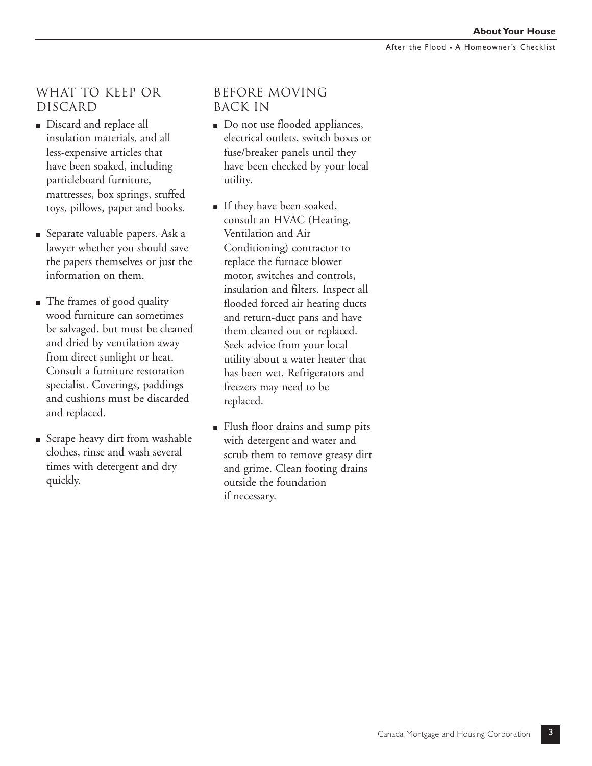## WHAT TO KEEP OR DISCARD

- Discard and replace all insulation materials, and all less-expensive articles that have been soaked, including particleboard furniture, mattresses, box springs, stuffed toys, pillows, paper and books.
- Separate valuable papers. Ask a lawyer whether you should save the papers themselves or just the information on them.
- The frames of good quality wood furniture can sometimes be salvaged, but must be cleaned and dried by ventilation away from direct sunlight or heat. Consult a furniture restoration specialist. Coverings, paddings and cushions must be discarded and replaced.
- Scrape heavy dirt from washable clothes, rinse and wash several times with detergent and dry quickly.

## BEFORE MOVING BACK IN

- Do not use flooded appliances, electrical outlets, switch boxes or fuse/breaker panels until they have been checked by your local utility.
- If they have been soaked, consult an HVAC (Heating, Ventilation and Air Conditioning) contractor to replace the furnace blower motor, switches and controls, insulation and filters. Inspect all flooded forced air heating ducts and return-duct pans and have them cleaned out or replaced. Seek advice from your local utility about a water heater that has been wet. Refrigerators and freezers may need to be replaced.
- Flush floor drains and sump pits with detergent and water and scrub them to remove greasy dirt and grime. Clean footing drains outside the foundation if necessary.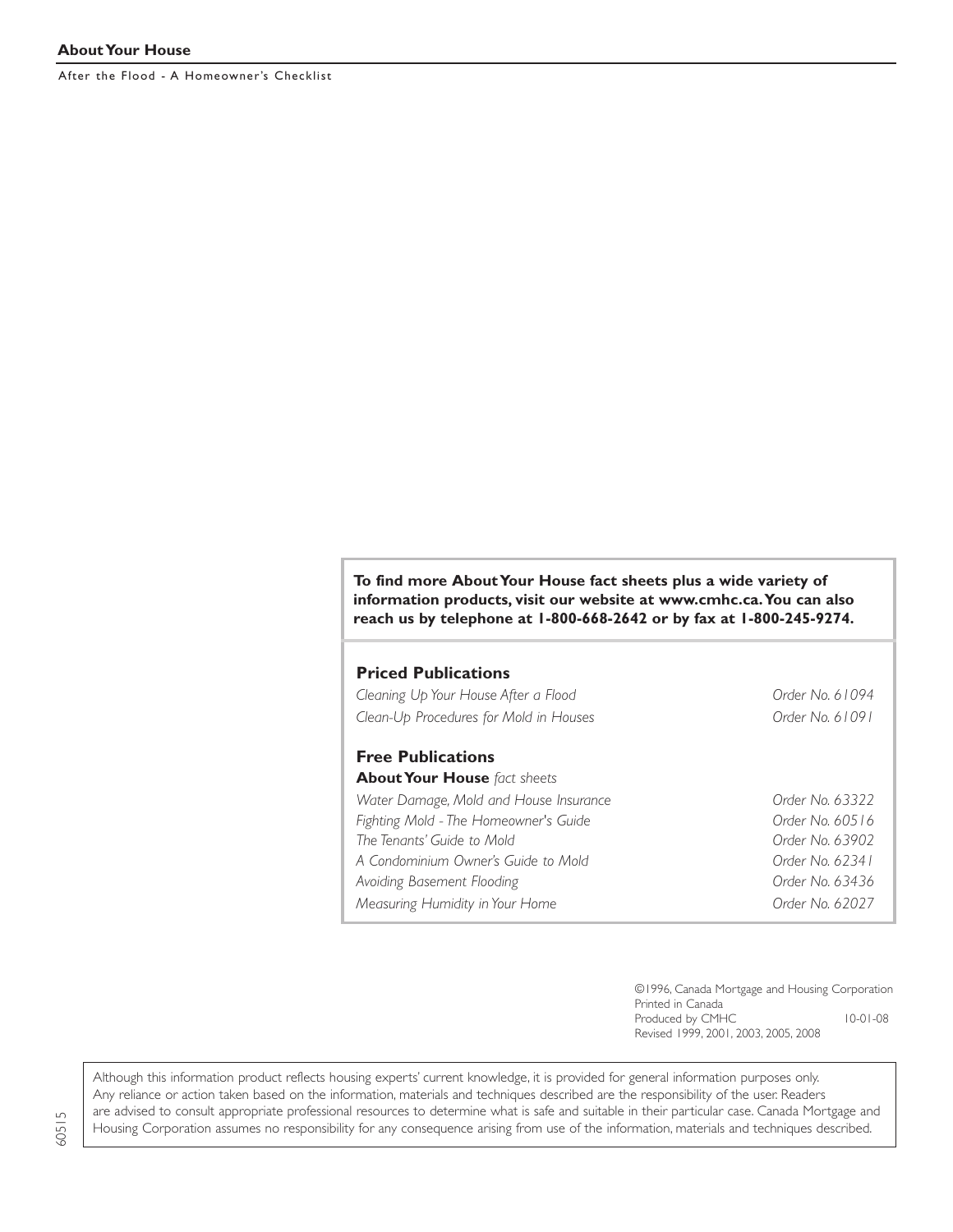**To find more About Your House fact sheets plus a wide variety of information products, visit our website at www.cmhc.ca. You can also reach us by telephone at 1-800-668-2642 or by fax at 1-800-245-9274.**

## Priced Publications

| | |
|---|---|
| *Cleaning Up Your House After a Flood* | *Order No. 61094* |
| *Clean-Up Procedures for Mold in Houses* | *Order No. 61091* |

## Free Publications

**About Your House** *fact sheets*

| | |
|---|---|
| *Water Damage, Mold and House Insurance* | *Order No. 63322* |
| *Fighting Mold - The Homeowner's Guide* | *Order No. 60516* |
| *The Tenants' Guide to Mold* | *Order No. 63902* |
| *A Condominium Owner's Guide to Mold* | *Order No. 62341* |
| *Avoiding Basement Flooding* | *Order No. 63436* |
| *Measuring Humidity in Your Home* | *Order No. 62027* |

©1996, Canada Mortgage and Housing Corporation
Printed in Canada
Produced by CMHC 10-01-08
Revised 1999, 2001, 2003, 2005, 2008

Although this information product reflects housing experts' current knowledge, it is provided for general information purposes only. Any reliance or action taken based on the information, materials and techniques described are the responsibility of the user. Readers are advised to consult appropriate professional resources to determine what is safe and suitable in their particular case. Canada Mortgage and Housing Corporation assumes no responsibility for any consequence arising from use of the information, materials and techniques described.

60515